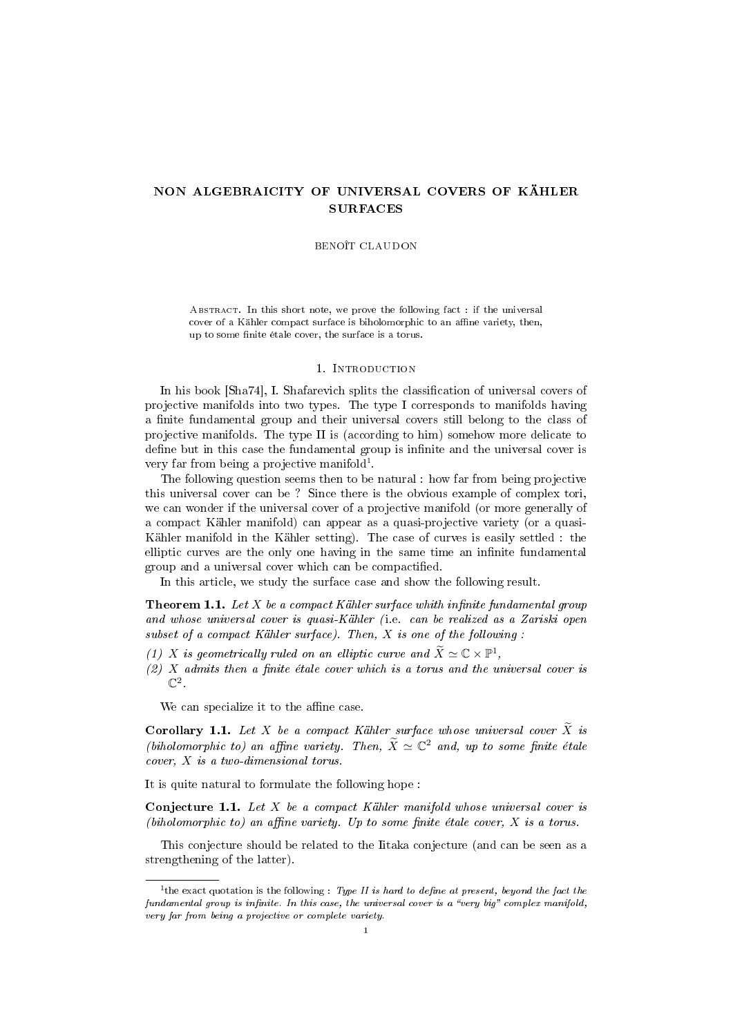# NON ALGEBRAICITY OF UNIVERSAL COVERS OF KÄHLER SURFACES

BENOÎT CLAUDON

Abstract. In this short note, we prove the following fact : if the universal cover of a Kähler compact surface is biholomorphic to an affine variety, then, up to some finite étale cover, the surface is a torus.

## 1. Introduction

In his book [Sha74], I. Shafarevich splits the classification of universal covers of projective manifolds into two types. The type I corresponds to manifolds having a finite fundamental group and their universal covers still belong to the class of projective manifolds. The type II is (according to him) somehow more delicate to define but in this case the fundamental group is infinite and the universal cover is very far from being a projective manifold[1].

The following question seems then to be natural : how far from being projective this universal cover can be ? Since there is the obvious example of complex tori, we can wonder if the universal cover of a projective manifold (or more generally of a compact Kähler manifold) can appear as a quasi-projective variety (or a quasi-Kähler manifold in the Kähler setting). The case of curves is easily settled : the elliptic curves are the only one having in the same time an infinite fundamental group and a universal cover which can be compactified.

In this article, we study the surface case and show the following result.

**Theorem 1.1.** *Let $X$ be a compact Kähler surface whith infinite fundamental group and whose universal cover is quasi-Kähler (*i.e. *can be realized as a Zariski open subset of a compact Kähler surface). Then, $X$ is one of the following :*

*(1) $X$ is geometrically ruled on an elliptic curve and $\widetilde{X} \simeq \mathbb{C} \times \mathbb{P}^1$,*
*(2) $X$ admits then a finite étale cover which is a torus and the universal cover is $\mathbb{C}^2$.*

We can specialize it to the affine case.

**Corollary 1.1.** *Let $X$ be a compact Kähler surface whose universal cover $\widetilde{X}$ is (biholomorphic to) an affine variety. Then, $\widetilde{X} \simeq \mathbb{C}^2$ and, up to some finite étale cover, $X$ is a two-dimensional torus.*

It is quite natural to formulate the following hope :

**Conjecture 1.1.** *Let $X$ be a compact Kähler manifold whose universal cover is (biholomorphic to) an affine variety. Up to some finite étale cover, $X$ is a torus.*

This conjecture should be related to the Iitaka conjecture (and can be seen as a strengthening of the latter).

---

[1] the exact quotation is the following : *Type II is hard to define at present, beyond the fact the fundamental group is infinite. In this case, the universal cover is a "very big" complex manifold, very far from being a projective or complete variety.*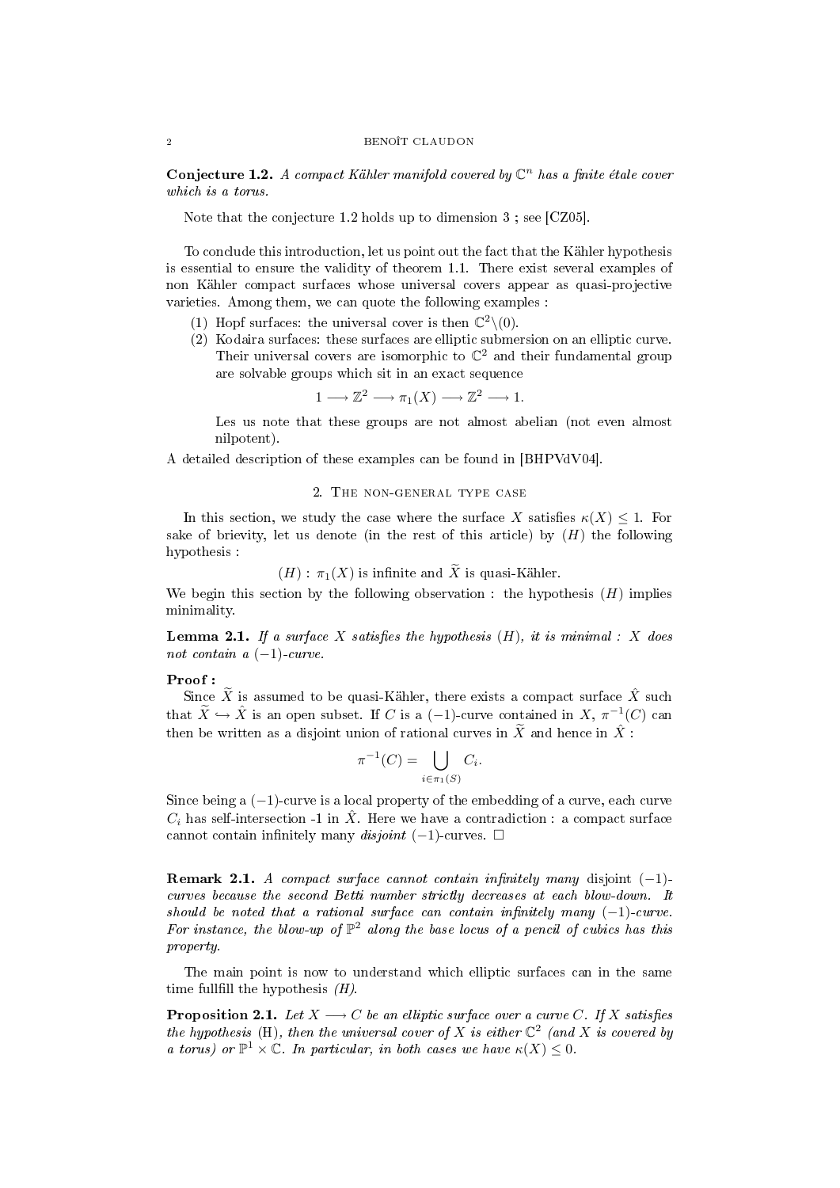**Conjecture 1.2.** *A compact Kähler manifold covered by $\mathbb{C}^n$ has a finite étale cover which is a torus.*

Note that the conjecture 1.2 holds up to dimension 3 ; see [CZ05].

To conclude this introduction, let us point out the fact that the Kähler hypothesis is essential to ensure the validity of theorem 1.1. There exist several examples of non Kähler compact surfaces whose universal covers appear as quasi-projective varieties. Among them, we can quote the following examples :

1. Hopf surfaces: the universal cover is then $\mathbb{C}^2\backslash(0)$.
2. Kodaira surfaces: these surfaces are elliptic submersion on an elliptic curve. Their universal covers are isomorphic to $\mathbb{C}^2$ and their fundamental group are solvable groups which sit in an exact sequence

$$1 \longrightarrow \mathbb{Z}^2 \longrightarrow \pi_1(X) \longrightarrow \mathbb{Z}^2 \longrightarrow 1.$$

Les us note that these groups are not almost abelian (not even almost nilpotent).

A detailed description of these examples can be found in [BHPVdV04].

## 2. The non-general type case

In this section, we study the case where the surface $X$ satisfies $\kappa(X) \leq 1$. For sake of brievity, let us denote (in the rest of this article) by $(H)$ the following hypothesis :

$$(H) : \pi_1(X) \text{ is infinite and } \widetilde{X} \text{ is quasi-Kähler.}$$

We begin this section by the following observation : the hypothesis $(H)$ implies minimality.

**Lemma 2.1.** *If a surface $X$ satisfies the hypothesis $(H)$, it is minimal : $X$ does not contain a $(-1)$-curve.*

**Proof :**
Since $\widetilde{X}$ is assumed to be quasi-Kähler, there exists a compact surface $\hat{X}$ such that $\widetilde{X} \hookrightarrow \hat{X}$ is an open subset. If $C$ is a $(-1)$-curve contained in $X$, $\pi^{-1}(C)$ can then be written as a disjoint union of rational curves in $\widetilde{X}$ and hence in $\hat{X}$ :

$$\pi^{-1}(C) = \bigcup_{i \in \pi_1(S)} C_i.$$

Since being a $(-1)$-curve is a local property of the embedding of a curve, each curve $C_i$ has self-intersection -1 in $\hat{X}$. Here we have a contradiction : a compact surface cannot contain infinitely many *disjoint* $(-1)$-curves. □

**Remark 2.1.** *A compact surface cannot contain infinitely many* disjoint *$(-1)$-curves because the second Betti number strictly decreases at each blow-down. It should be noted that a rational surface can contain infinitely many $(-1)$-curve. For instance, the blow-up of $\mathbb{P}^2$ along the base locus of a pencil of cubics has this property.*

The main point is now to understand which elliptic surfaces can in the same time fullfill the hypothesis *(H)*.

**Proposition 2.1.** *Let $X \longrightarrow C$ be an elliptic surface over a curve $C$. If $X$ satisfies the hypothesis* (H)*, then the universal cover of $X$ is either $\mathbb{C}^2$ (and $X$ is covered by a torus) or $\mathbb{P}^1 \times \mathbb{C}$. In particular, in both cases we have $\kappa(X) \leq 0$.*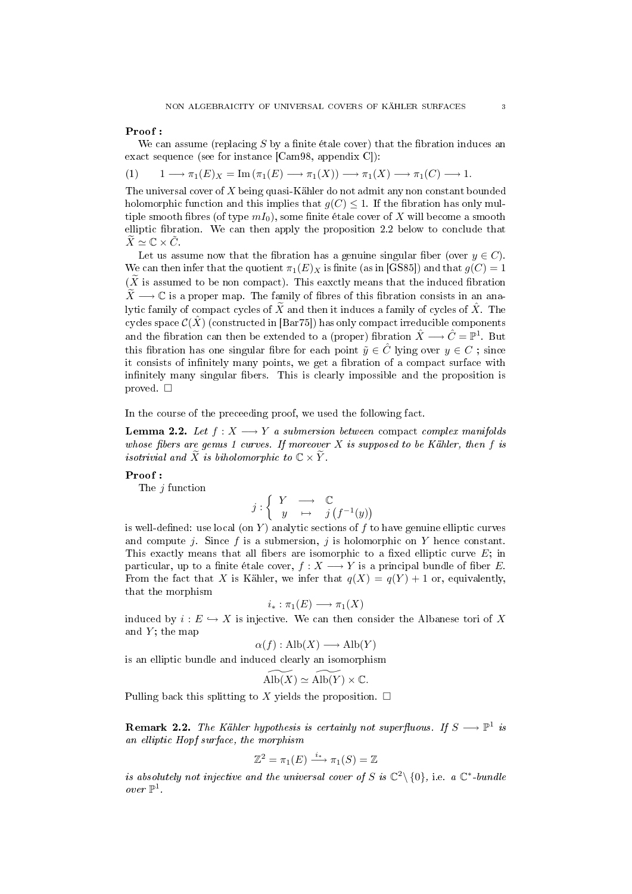**Proof :**

We can assume (replacing $S$ by a finite étale cover) that the fibration induces an exact sequence (see for instance [Cam98, appendix C]):

$$(1) \qquad 1 \longrightarrow \pi_1(E)_X = \mathrm{Im}\left(\pi_1(E) \longrightarrow \pi_1(X)\right) \longrightarrow \pi_1(X) \longrightarrow \pi_1(C) \longrightarrow 1.$$

The universal cover of $X$ being quasi-Kähler do not admit any non constant bounded holomorphic function and this implies that $g(C) \leq 1$. If the fibration has only multiple smooth fibres (of type $mI_0$), some finite étale cover of $X$ will become a smooth elliptic fibration. We can then apply the proposition 2.2 below to conclude that $\widetilde{X} \simeq \mathbb{C} \times \tilde{C}$.

Let us assume now that the fibration has a genuine singular fiber (over $y \in C$). We can then infer that the quotient $\pi_1(E)_X$ is finite (as in [GS85]) and that $g(C) = 1$ ($\widetilde{X}$ is assumed to be non compact). This eaxctly means that the induced fibration $\widetilde{X} \longrightarrow \mathbb{C}$ is a proper map. The family of fibres of this fibration consists in an analytic family of compact cycles of $\widetilde{X}$ and then it induces a family of cycles of $\hat{X}$. The cycles space $\mathcal{C}(\hat{X})$ (constructed in [Bar75]) has only compact irreducible components and the fibration can then be extended to a (proper) fibration $\hat{X} \longrightarrow \hat{C} = \mathbb{P}^1$. But this fibration has one singular fibre for each point $\tilde{y} \in \hat{C}$ lying over $y \in C$ ; since it consists of infinitely many points, we get a fibration of a compact surface with infinitely many singular fibers. This is clearly impossible and the proposition is proved. $\square$

In the course of the preceeding proof, we used the following fact.

**Lemma 2.2.** *Let $f : X \longrightarrow Y$ a submersion between* compact *complex manifolds whose fibers are genus 1 curves. If moreover $X$ is supposed to be Kähler, then $f$ is isotrivial and $\widetilde{X}$ is biholomorphic to $\mathbb{C} \times \widetilde{Y}$.*

**Proof :**

The $j$ function

$$j : \left\{ \begin{array}{ccc} Y & \longrightarrow & \mathbb{C} \\ y & \mapsto & j\left(f^{-1}(y)\right) \end{array} \right.$$

is well-defined: use local (on $Y$) analytic sections of $f$ to have genuine elliptic curves and compute $j$. Since $f$ is a submersion, $j$ is holomorphic on $Y$ hence constant. This exactly means that all fibers are isomorphic to a fixed elliptic curve $E$; in particular, up to a finite étale cover, $f : X \longrightarrow Y$ is a principal bundle of fiber $E$. From the fact that $X$ is Kähler, we infer that $q(X) = q(Y) + 1$ or, equivalently, that the morphism

$$i_* : \pi_1(E) \longrightarrow \pi_1(X)$$

induced by $i : E \hookrightarrow X$ is injective. We can then consider the Albanese tori of $X$ and $Y$; the map

$$\alpha(f) : \mathrm{Alb}(X) \longrightarrow \mathrm{Alb}(Y)$$

is an elliptic bundle and induced clearly an isomorphism

$$\widetilde{\mathrm{Alb}(X)} \simeq \widetilde{\mathrm{Alb}(Y)} \times \mathbb{C}.$$

Pulling back this splitting to $X$ yields the proposition. $\square$

**Remark 2.2.** *The Kähler hypothesis is certainly not superfluous. If $S \longrightarrow \mathbb{P}^1$ is an elliptic Hopf surface, the morphism*

$$\mathbb{Z}^2 = \pi_1(E) \xrightarrow{i_*} \pi_1(S) = \mathbb{Z}$$

*is absolutely not injective and the universal cover of $S$ is $\mathbb{C}^2 \setminus \{0\}$, i.e. a $\mathbb{C}^*$-bundle over $\mathbb{P}^1$.*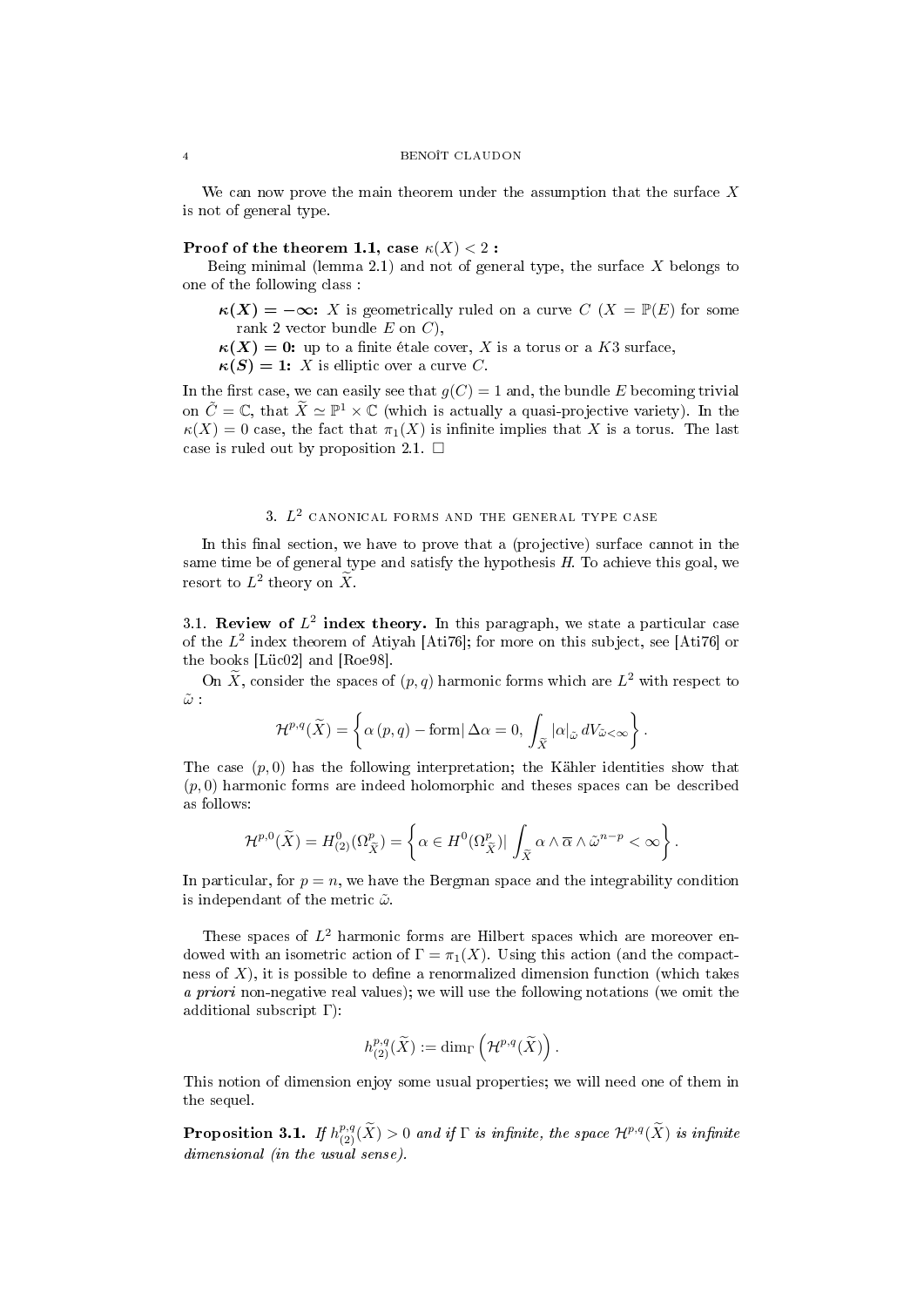We can now prove the main theorem under the assumption that the surface $X$ is not of general type.

**Proof of the theorem 1.1, case $\kappa(X) < 2$ :**

Being minimal (lemma 2.1) and not of general type, the surface $X$ belongs to one of the following class :

- $\boldsymbol{\kappa(X) = -\infty}$**:** $X$ is geometrically ruled on a curve $C$ ($X = \mathbb{P}(E)$ for some rank 2 vector bundle $E$ on $C$),
- $\boldsymbol{\kappa(X) = 0}$**:** up to a finite étale cover, $X$ is a torus or a $K3$ surface,
- $\boldsymbol{\kappa(S) = 1}$**:** $X$ is elliptic over a curve $C$.

In the first case, we can easily see that $g(C) = 1$ and, the bundle $E$ becoming trivial on $\tilde{C} = \mathbb{C}$, that $\widetilde{X} \simeq \mathbb{P}^1 \times \mathbb{C}$ (which is actually a quasi-projective variety). In the $\kappa(X) = 0$ case, the fact that $\pi_1(X)$ is infinite implies that $X$ is a torus. The last case is ruled out by proposition 2.1. $\square$

## 3. $L^2$ canonical forms and the general type case

In this final section, we have to prove that a (projective) surface cannot in the same time be of general type and satisfy the hypothesis *H*. To achieve this goal, we resort to $L^2$ theory on $\widetilde{X}$.

3.1. **Review of $L^2$ index theory.** In this paragraph, we state a particular case of the $L^2$ index theorem of Atiyah [Ati76]; for more on this subject, see [Ati76] or the books [Lüc02] and [Roe98].

On $\widetilde{X}$, consider the spaces of $(p, q)$ harmonic forms which are $L^2$ with respect to $\tilde{\omega}$ :

$$\mathcal{H}^{p,q}(\widetilde{X}) = \left\{ \alpha\ (p,q) - \text{form} |\ \Delta\alpha = 0,\ \int_{\widetilde{X}} |\alpha|_{\tilde{\omega}}\, dV_{\tilde{\omega}<\infty} \right\}.$$

The case $(p, 0)$ has the following interpretation; the Kähler identities show that $(p, 0)$ harmonic forms are indeed holomorphic and theses spaces can be described as follows:

$$\mathcal{H}^{p,0}(\widetilde{X}) = H^0_{(2)}(\Omega^p_{\widetilde{X}}) = \left\{ \alpha \in H^0(\Omega^p_{\widetilde{X}}) |\ \int_{\widetilde{X}} \alpha \wedge \overline{\alpha} \wedge \tilde{\omega}^{n-p} < \infty \right\}.$$

In particular, for $p = n$, we have the Bergman space and the integrability condition is independant of the metric $\tilde{\omega}$.

These spaces of $L^2$ harmonic forms are Hilbert spaces which are moreover endowed with an isometric action of $\Gamma = \pi_1(X)$. Using this action (and the compactness of $X$), it is possible to define a renormalized dimension function (which takes *a priori* non-negative real values); we will use the following notations (we omit the additional subscript $\Gamma$):

$$h^{p,q}_{(2)}(\widetilde{X}) := \dim_\Gamma \left( \mathcal{H}^{p,q}(\widetilde{X}) \right).$$

This notion of dimension enjoy some usual properties; we will need one of them in the sequel.

**Proposition 3.1.** *If $h^{p,q}_{(2)}(\widetilde{X}) > 0$ and if $\Gamma$ is infinite, the space $\mathcal{H}^{p,q}(\widetilde{X})$ is infinite dimensional (in the usual sense).*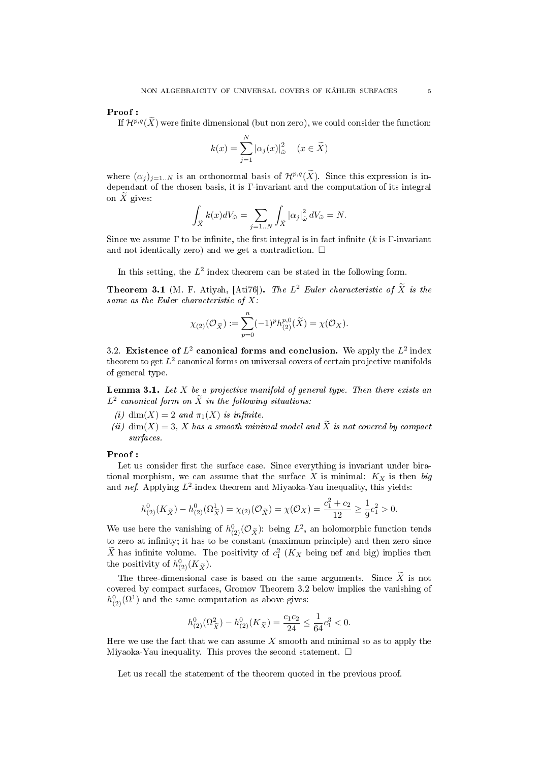**Proof :**

If $\mathcal{H}^{p,q}(\widetilde{X})$ were finite dimensional (but non zero), we could consider the function:

$$k(x) = \sum_{j=1}^{N} |\alpha_j(x)|^2_{\tilde{\omega}} \quad (x \in \widetilde{X})$$

where $(\alpha_j)_{j=1..N}$ is an orthonormal basis of $\mathcal{H}^{p,q}(\widetilde{X})$. Since this expression is independant of the chosen basis, it is $\Gamma$-invariant and the computation of its integral on $\widetilde{X}$ gives:

$$\int_{\widetilde{X}} k(x) dV_{\tilde{\omega}} = \sum_{j=1..N} \int_{\widetilde{X}} |\alpha_j|^2_{\tilde{\omega}} \, dV_{\tilde{\omega}} = N.$$

Since we assume $\Gamma$ to be infinite, the first integral is in fact infinite ($k$ is $\Gamma$-invariant and not identically zero) and we get a contradiction. $\square$

In this setting, the $L^2$ index theorem can be stated in the following form.

**Theorem 3.1** (M. F. Atiyah, [Ati76]). *The $L^2$ Euler characteristic of $\widetilde{X}$ is the same as the Euler characteristic of $X$:*

$$\chi_{(2)}(\mathcal{O}_{\widetilde{X}}) := \sum_{p=0}^{n} (-1)^p h^{p,0}_{(2)}(\widetilde{X}) = \chi(\mathcal{O}_X).$$

3.2. **Existence of $L^2$ canonical forms and conclusion.** We apply the $L^2$ index theorem to get $L^2$ canonical forms on universal covers of certain projective manifolds of general type.

**Lemma 3.1.** *Let $X$ be a projective manifold of general type. Then there exists an $L^2$ canonical form on $\widetilde{X}$ in the following situations:*

*(i) $\dim(X) = 2$ and $\pi_1(X)$ is infinite.*

*(ii) $\dim(X) = 3$, $X$ has a smooth minimal model and $\widetilde{X}$ is not covered by compact surfaces.*

**Proof :**

Let us consider first the surface case. Since everything is invariant under birational morphism, we can assume that the surface $X$ is minimal: $K_X$ is then *big* and *nef*. Applying $L^2$-index theorem and Miyaoka-Yau inequality, this yields:

$$h^0_{(2)}(K_{\widetilde{X}}) - h^0_{(2)}(\Omega^1_{\widetilde{X}}) = \chi_{(2)}(\mathcal{O}_{\widetilde{X}}) = \chi(\mathcal{O}_X) = \frac{c_1^2 + c_2}{12} \geq \frac{1}{9} c_1^2 > 0.$$

We use here the vanishing of $h^0_{(2)}(\mathcal{O}_{\widetilde{X}})$: being $L^2$, an holomorphic function tends to zero at infinity; it has to be constant (maximum principle) and then zero since $\widetilde{X}$ has infinite volume. The positivity of $c_1^2$ ($K_X$ being nef and big) implies then the positivity of $h^0_{(2)}(K_{\widetilde{X}})$.

The three-dimensional case is based on the same arguments. Since $\widetilde{X}$ is not covered by compact surfaces, Gromov Theorem 3.2 below implies the vanishing of $h^0_{(2)}(\Omega^1)$ and the same computation as above gives:

$$h^0_{(2)}(\Omega^2_{\widetilde{X}}) - h^0_{(2)}(K_{\widetilde{X}}) = \frac{c_1 c_2}{24} \leq \frac{1}{64} c_1^3 < 0.$$

Here we use the fact that we can assume $X$ smooth and minimal so as to apply the Miyaoka-Yau inequality. This proves the second statement. $\square$

Let us recall the statement of the theorem quoted in the previous proof.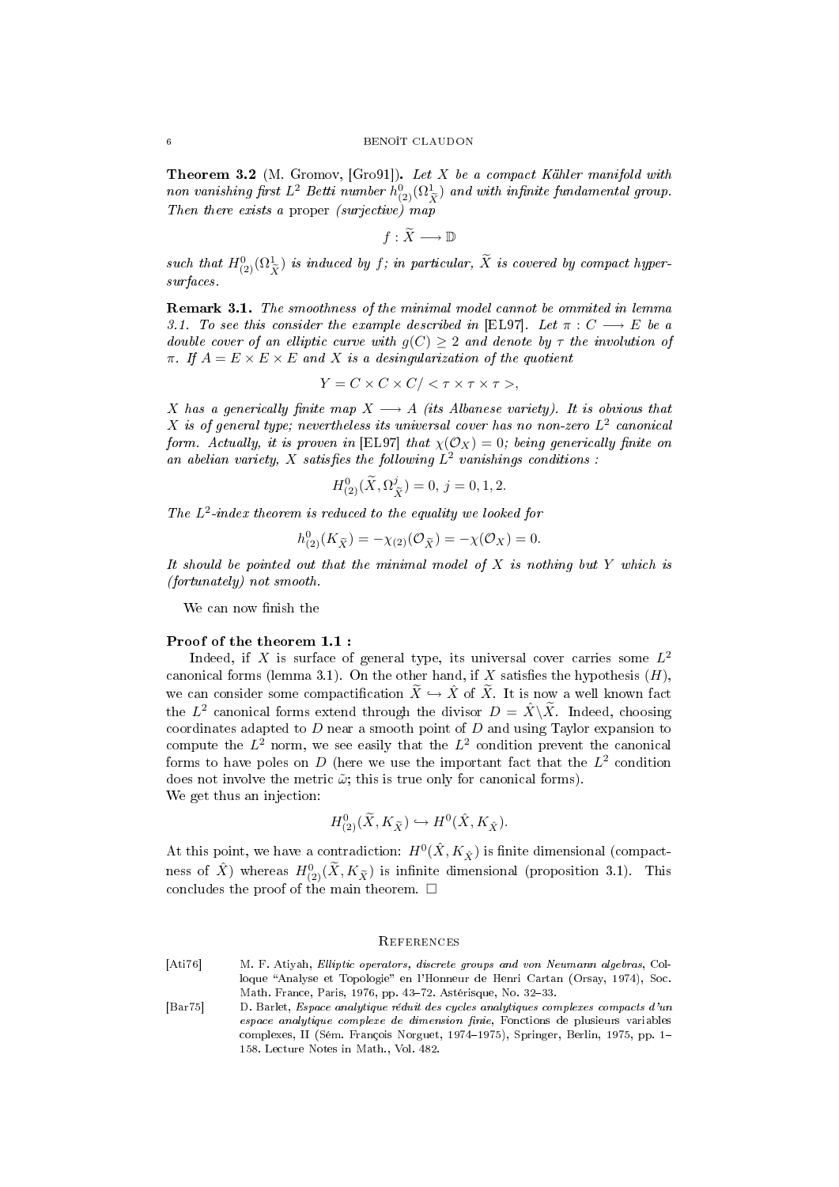**Theorem 3.2** (M. Gromov, [Gro91]). *Let $X$ be a compact Kähler manifold with non vanishing first $L^2$ Betti number $h^0_{(2)}(\Omega^1_{\widetilde{X}})$ and with infinite fundamental group. Then there exists a* proper *(surjective) map*

$$f : \widetilde{X} \longrightarrow \mathbb{D}$$

*such that $H^0_{(2)}(\Omega^1_{\widetilde{X}})$ is induced by $f$; in particular, $\widetilde{X}$ is covered by compact hypersurfaces.*

**Remark 3.1.** *The smoothness of the minimal model cannot be ommited in lemma 3.1. To see this consider the example described in* [EL97]. *Let $\pi : C \longrightarrow E$ be a double cover of an elliptic curve with $g(C) \geq 2$ and denote by $\tau$ the involution of $\pi$. If $A = E \times E \times E$ and $X$ is a desingularization of the quotient*

$$Y = C \times C \times C / < \tau \times \tau \times \tau >,$$

*$X$ has a generically finite map $X \longrightarrow A$ (its Albanese variety). It is obvious that $X$ is of general type; nevertheless its universal cover has no non-zero $L^2$ canonical form. Actually, it is proven in* [EL97] *that $\chi(\mathcal{O}_X) = 0$; being generically finite on an abelian variety, $X$ satisfies the following $L^2$ vanishings conditions :*

$$H^0_{(2)}(\widetilde{X}, \Omega^j_{\widetilde{X}}) = 0,\ j = 0, 1, 2.$$

*The $L^2$-index theorem is reduced to the equality we looked for*

$$h^0_{(2)}(K_{\widetilde{X}}) = -\chi_{(2)}(\mathcal{O}_{\widetilde{X}}) = -\chi(\mathcal{O}_X) = 0.$$

*It should be pointed out that the minimal model of $X$ is nothing but $Y$ which is (fortunately) not smooth.*

We can now finish the

**Proof of the theorem 1.1 :**

Indeed, if $X$ is surface of general type, its universal cover carries some $L^2$ canonical forms (lemma 3.1). On the other hand, if $X$ satisfies the hypothesis $(H)$, we can consider some compactification $\widetilde{X} \hookrightarrow \hat{X}$ of $\widetilde{X}$. It is now a well known fact the $L^2$ canonical forms extend through the divisor $D = \hat{X} \backslash \widetilde{X}$. Indeed, choosing coordinates adapted to $D$ near a smooth point of $D$ and using Taylor expansion to compute the $L^2$ norm, we see easily that the $L^2$ condition prevent the canonical forms to have poles on $D$ (here we use the important fact that the $L^2$ condition does not involve the metric $\tilde{\omega}$; this is true only for canonical forms).
We get thus an injection:

$$H^0_{(2)}(\widetilde{X}, K_{\widetilde{X}}) \hookrightarrow H^0(\hat{X}, K_{\hat{X}}).$$

At this point, we have a contradiction: $H^0(\hat{X}, K_{\hat{X}})$ is finite dimensional (compactness of $\hat{X}$) whereas $H^0_{(2)}(\widetilde{X}, K_{\widetilde{X}})$ is infinite dimensional (proposition 3.1). This concludes the proof of the main theorem. □

## References

[Ati76] M. F. Atiyah, *Elliptic operators, discrete groups and von Neumann algebras*, Colloque "Analyse et Topologie" en l'Honneur de Henri Cartan (Orsay, 1974), Soc. Math. France, Paris, 1976, pp. 43–72. Astérisque, No. 32–33.

[Bar75] D. Barlet, *Espace analytique réduit des cycles analytiques complexes compacts d'un espace analytique complexe de dimension finie*, Fonctions de plusieurs variables complexes, II (Sém. François Norguet, 1974–1975), Springer, Berlin, 1975, pp. 1–158. Lecture Notes in Math., Vol. 482.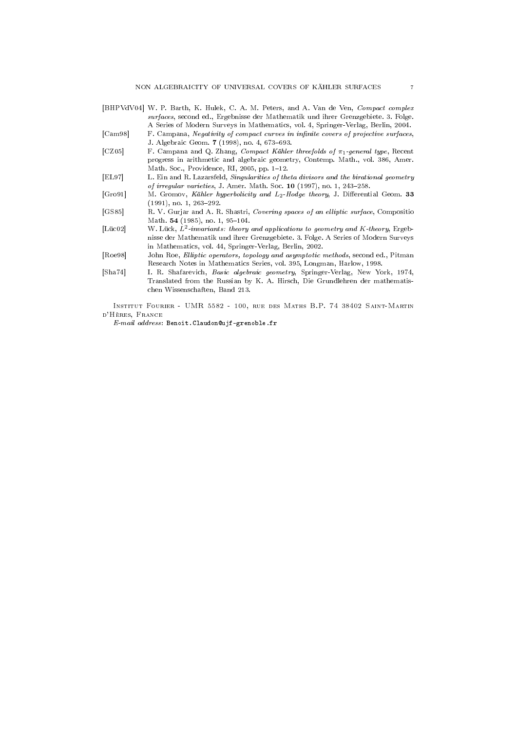[BHPVdV04] W. P. Barth, K. Hulek, C. A. M. Peters, and A. Van de Ven, *Compact complex surfaces*, second ed., Ergebnisse der Mathematik und ihrer Grenzgebiete. 3. Folge. A Series of Modern Surveys in Mathematics, vol. 4, Springer-Verlag, Berlin, 2004.

[Cam98] F. Campana, *Negativity of compact curves in infinite covers of projective surfaces*, J. Algebraic Geom. **7** (1998), no. 4, 673–693.

[CZ05] F. Campana and Q. Zhang, *Compact Kähler threefolds of $\pi_1$-general type*, Recent progress in arithmetic and algebraic geometry, Contemp. Math., vol. 386, Amer. Math. Soc., Providence, RI, 2005, pp. 1–12.

[EL97] L. Ein and R. Lazarsfeld, *Singularities of theta divisors and the birational geometry of irregular varieties*, J. Amer. Math. Soc. **10** (1997), no. 1, 243–258.

[Gro91] M. Gromov, *Kähler hyperbolicity and $L_2$-Hodge theory*, J. Differential Geom. **33** (1991), no. 1, 263–292.

[GS85] R. V. Gurjar and A. R. Shastri, *Covering spaces of an elliptic surface*, Compositio Math. **54** (1985), no. 1, 95–104.

[Lüc02] W. Lück, *$L^2$-invariants: theory and applications to geometry and K-theory*, Ergebnisse der Mathematik und ihrer Grenzgebiete. 3. Folge. A Series of Modern Surveys in Mathematics, vol. 44, Springer-Verlag, Berlin, 2002.

[Roe98] John Roe, *Elliptic operators, topology and asymptotic methods*, second ed., Pitman Research Notes in Mathematics Series, vol. 395, Longman, Harlow, 1998.

[Sha74] I. R. Shafarevich, *Basic algebraic geometry*, Springer-Verlag, New York, 1974, Translated from the Russian by K. A. Hirsch, Die Grundlehren der mathematischen Wissenschaften, Band 213.

Institut Fourier - UMR 5582 - 100, rue des Maths B.P. 74 38402 Saint-Martin d'Hères, France

*E-mail address*: `Benoit.Claudon@ujf-grenoble.fr`